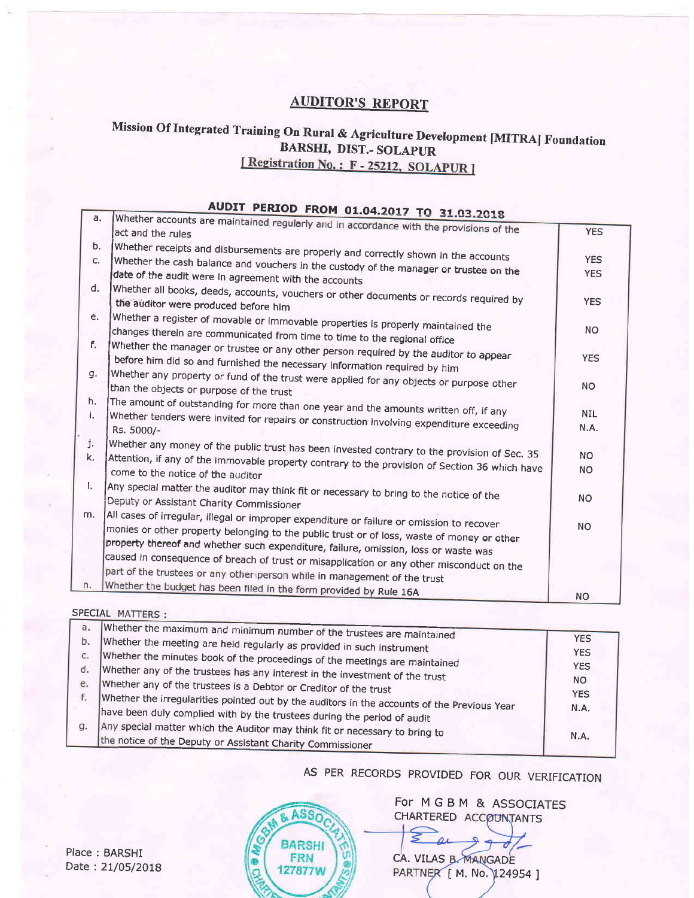# AUDITOR'S REPORT

## Mission Of Integrated Training On Rural & Agriculture Development [MITRA] Foundation
## BARSHI, DIST.- SOLAPUR
## [ Registration No. : F - 25212, SOLAPUR ]

### AUDIT PERIOD FROM 01.04.2017 TO 31.03.2018

| | | |
|---|---|---|
| a. | Whether accounts are maintained regularly and in accordance with the provisions of the act and the rules | YES |
| b. | Whether receipts and disbursements are properly and correctly shown in the accounts | YES |
| c. | Whether the cash balance and vouchers in the custody of the manager or trustee on the date of the audit were in agreement with the accounts | YES |
| d. | Whether all books, deeds, accounts, vouchers or other documents or records required by the auditor were produced before him | YES |
| e. | Whether a register of movable or immovable properties is properly maintained the changes therein are communicated from time to time to the regional office | NO |
| f. | Whether the manager or trustee or any other person required by the auditor to appear before him did so and furnished the necessary information required by him | YES |
| g. | Whether any property or fund of the trust were applied for any objects or purpose other than the objects or purpose of the trust | NO |
| h. | The amount of outstanding for more than one year and the amounts written off, if any | NIL |
| i. | Whether tenders were invited for repairs or construction involving expenditure exceeding Rs. 5000/- | N.A. |
| j. | Whether any money of the public trust has been invested contrary to the provision of Sec. 35 | NO |
| k. | Attention, if any of the immovable property contrary to the provision of Section 36 which have come to the notice of the auditor | NO |
| l. | Any special matter the auditor may think fit or necessary to bring to the notice of the Deputy or Assistant Charity Commissioner | NO |
| m. | All cases of irregular, illegal or improper expenditure or failure or omission to recover monies or other property belonging to the public trust or of loss, waste of money or other property thereof and whether such expenditure, failure, omission, loss or waste was caused in consequence of breach of trust or misapplication or any other misconduct on the part of the trustees or any other person while in management of the trust | NO |
| n. | Whether the budget has been filed in the form provided by Rule 16A | NO |

SPECIAL MATTERS :

| | | |
|---|---|---|
| a. | Whether the maximum and minimum number of the trustees are maintained | YES |
| b. | Whether the meeting are held regularly as provided in such instrument | YES |
| c. | Whether the minutes book of the proceedings of the meetings are maintained | YES |
| d. | Whether any of the trustees has any interest in the investment of the trust | NO |
| e. | Whether any of the trustees is a Debtor or Creditor of the trust | YES |
| f. | Whether the irregularities pointed out by the auditors in the accounts of the Previous Year have been duly complied with by the trustees during the period of audit | N.A. |
| g. | Any special matter which the Auditor may think fit or necessary to bring to the notice of the Deputy or Assistant Charity Commissioner | N.A. |

AS PER RECORDS PROVIDED FOR OUR VERIFICATION

For M G B M & ASSOCIATES
CHARTERED ACCOUNTANTS

CA. VILAS B. MANGADE
PARTNER [ M. No. 124954 ]

MGBM & ASSOCIATES, BARSHI, FRN 127877W, CHARTERED ACCOUNTANTS

Place : BARSHI
Date : 21/05/2018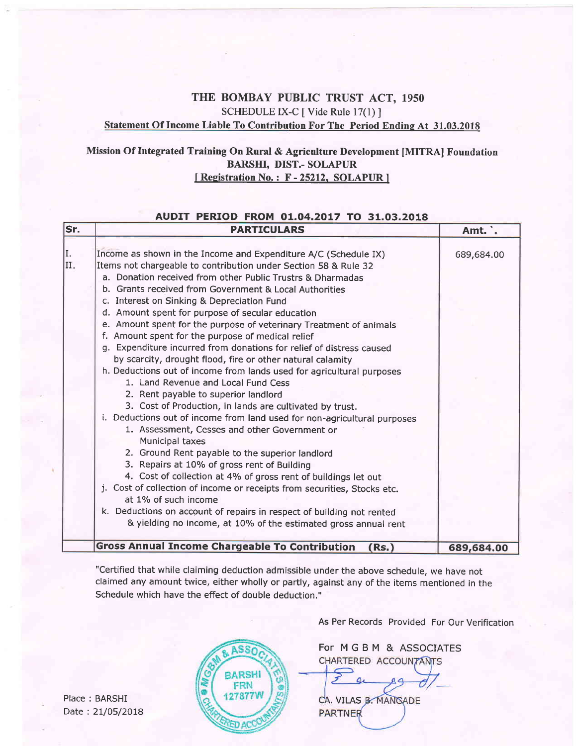# THE BOMBAY PUBLIC TRUST ACT, 1950

SCHEDULE IX-C [ Vide Rule 17(1) ]

Statement Of Income Liable To Contribution For The Period Ending At 31.03.2018

## Mission Of Integrated Training On Rural & Agriculture Development [MITRA] Foundation
## BARSHI, DIST.- SOLAPUR
## [ Registration No. : F - 25212, SOLAPUR ]

**AUDIT PERIOD FROM 01.04.2017 TO 31.03.2018**

| Sr. | PARTICULARS | Amt. `. |
|---|---|---|
| I. | Income as shown in the Income and Expenditure A/C (Schedule IX) | 689,684.00 |
| II. | Items not chargeable to contribution under Section 58 & Rule 32 | |
| | a. Donation received from other Public Trustrs & Dharmadas | |
| | b. Grants received from Government & Local Authorities | |
| | c. Interest on Sinking & Depreciation Fund | |
| | d. Amount spent for purpose of secular education | |
| | e. Amount spent for the purpose of veterinary Treatment of animals | |
| | f. Amount spent for the purpose of medical relief | |
| | g. Expenditure incurred from donations for relief of distress caused by scarcity, drought flood, fire or other natural calamity | |
| | h. Deductions out of income from lands used for agricultural purposes | |
| | 1. Land Revenue and Local Fund Cess | |
| | 2. Rent payable to superior landlord | |
| | 3. Cost of Production, in lands are cultivated by trust. | |
| | i. Deductions out of income from land used for non-agricultural purposes | |
| | 1. Assessment, Cesses and other Government or Municipal taxes | |
| | 2. Ground Rent payable to the superior landlord | |
| | 3. Repairs at 10% of gross rent of Building | |
| | 4. Cost of collection at 4% of gross rent of buildings let out | |
| | j. Cost of collection of income or receipts from securities, Stocks etc. at 1% of such income | |
| | k. Deductions on account of repairs in respect of building not rented & yielding no income, at 10% of the estimated gross annual rent | |
| | **Gross Annual Income Chargeable To Contribution (Rs.)** | **689,684.00** |

"Certified that while claiming deduction admissible under the above schedule, we have not claimed any amount twice, either wholly or partly, against any of the items mentioned in the Schedule which have the effect of double deduction."

As Per Records Provided For Our Verification

For M G B M & ASSOCIATES
CHARTERED ACCOUNTANTS

CA. VILAS B. MANGADE
PARTNER

M G B M & ASSOCIATES CHARTERED ACCOUNTANTS BARSHI FRN 127877W

Place : BARSHI
Date : 21/05/2018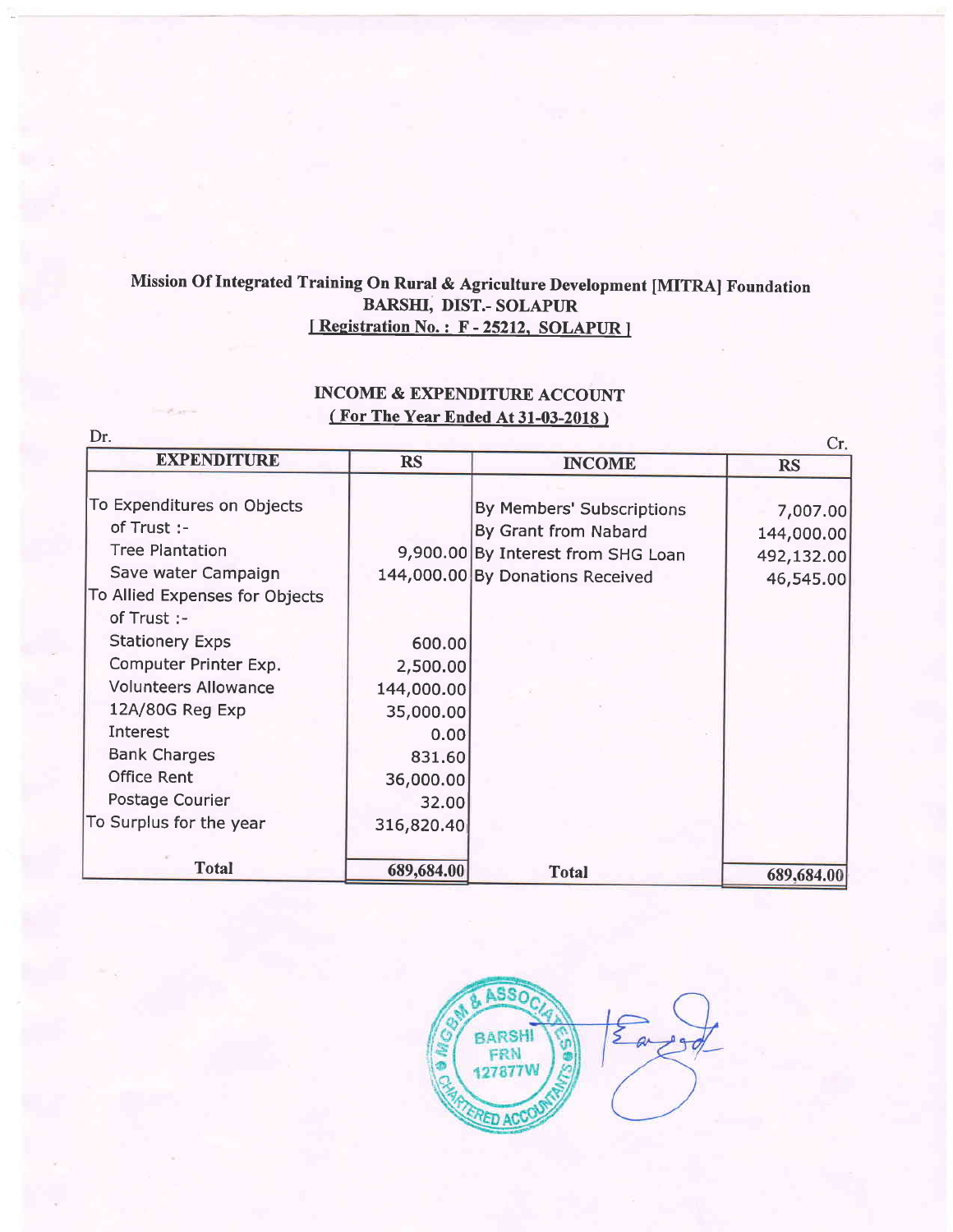**Mission Of Integrated Training On Rural & Agriculture Development [MITRA] Foundation**
**BARSHI, DIST.- SOLAPUR**
**[ Registration No. : F - 25212, SOLAPUR ]**

**INCOME & EXPENDITURE ACCOUNT**
**( For The Year Ended At 31-03-2018 )**

Dr. Cr.

| EXPENDITURE | RS | INCOME | RS |
|---|---|---|---|
| To Expenditures on Objects of Trust :- | | By Members' Subscriptions | 7,007.00 |
| | | By Grant from Nabard | 144,000.00 |
| Tree Plantation | 9,900.00 | By Interest from SHG Loan | 492,132.00 |
| Save water Campaign | 144,000.00 | By Donations Received | 46,545.00 |
| To Allied Expenses for Objects of Trust :- | | | |
| Stationery Exps | 600.00 | | |
| Computer Printer Exp. | 2,500.00 | | |
| Volunteers Allowance | 144,000.00 | | |
| 12A/80G Reg Exp | 35,000.00 | | |
| Interest | 0.00 | | |
| Bank Charges | 831.60 | | |
| Office Rent | 36,000.00 | | |
| Postage Courier | 32.00 | | |
| To Surplus for the year | 316,820.40 | | |
| **Total** | **689,684.00** | **Total** | **689,684.00** |

MGBM & ASSOCIATES
BARSHI
FRN 127877W
CHARTERED ACCOUNTANTS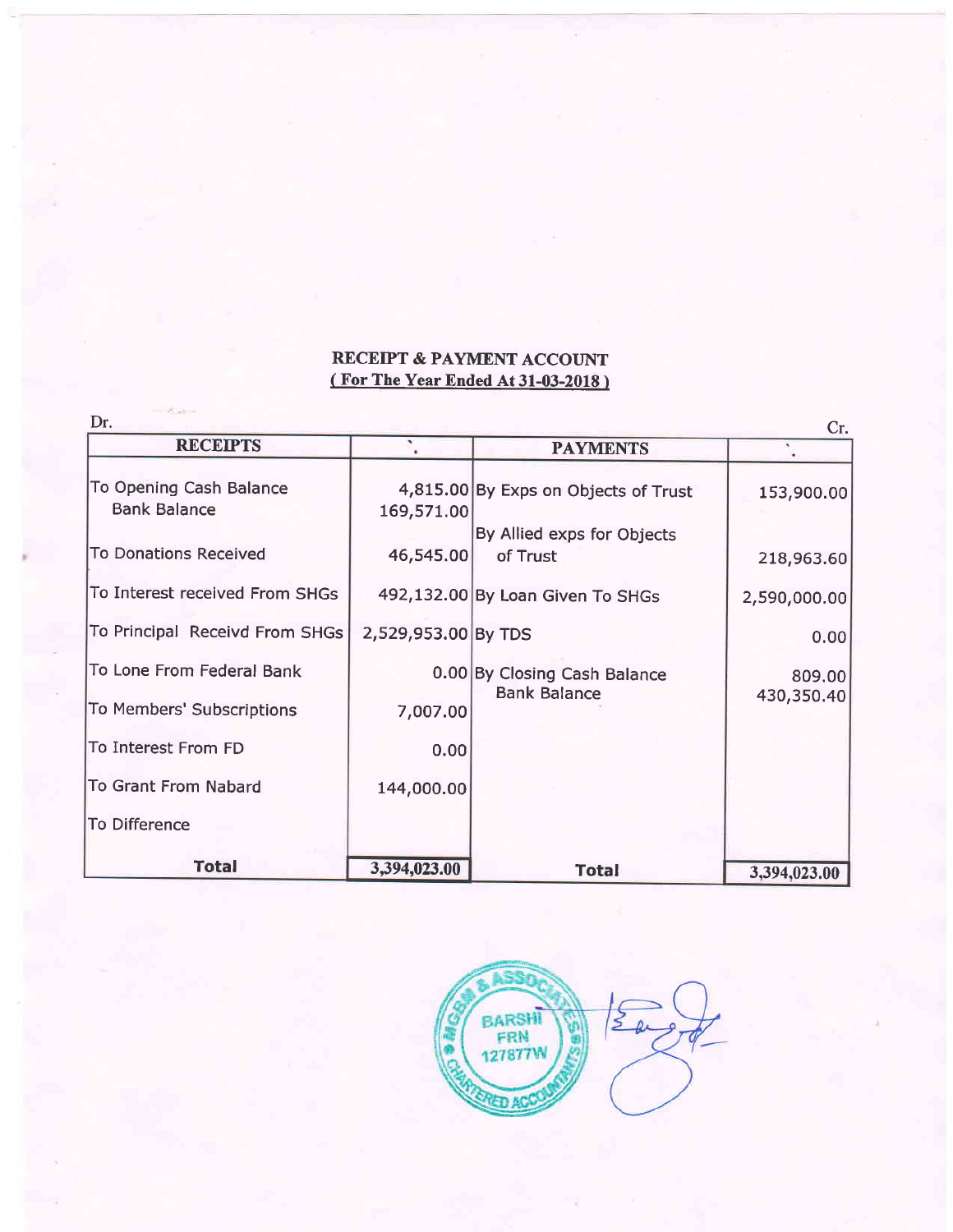# RECEIPT & PAYMENT ACCOUNT
**( For The Year Ended At 31-03-2018 )**

Dr. Cr.

| RECEIPTS | ` | PAYMENTS | ` |
|---|---|---|---|
| To Opening Cash Balance | 4,815.00 | By Exps on Objects of Trust | 153,900.00 |
| Bank Balance | 169,571.00 | | |
| To Donations Received | 46,545.00 | By Allied exps for Objects of Trust | 218,963.60 |
| To Interest received From SHGs | 492,132.00 | By Loan Given To SHGs | 2,590,000.00 |
| To Principal Receivd From SHGs | 2,529,953.00 | By TDS | 0.00 |
| To Lone From Federal Bank | 0.00 | By Closing Cash Balance | 809.00 |
| | | Bank Balance | 430,350.40 |
| To Members' Subscriptions | 7,007.00 | | |
| To Interest From FD | 0.00 | | |
| To Grant From Nabard | 144,000.00 | | |
| To Difference | | | |
| **Total** | **3,394,023.00** | **Total** | **3,394,023.00** |

MGBM & ASSOCIATES CHARTERED ACCOUNTANTS BARSHI FRN 127877W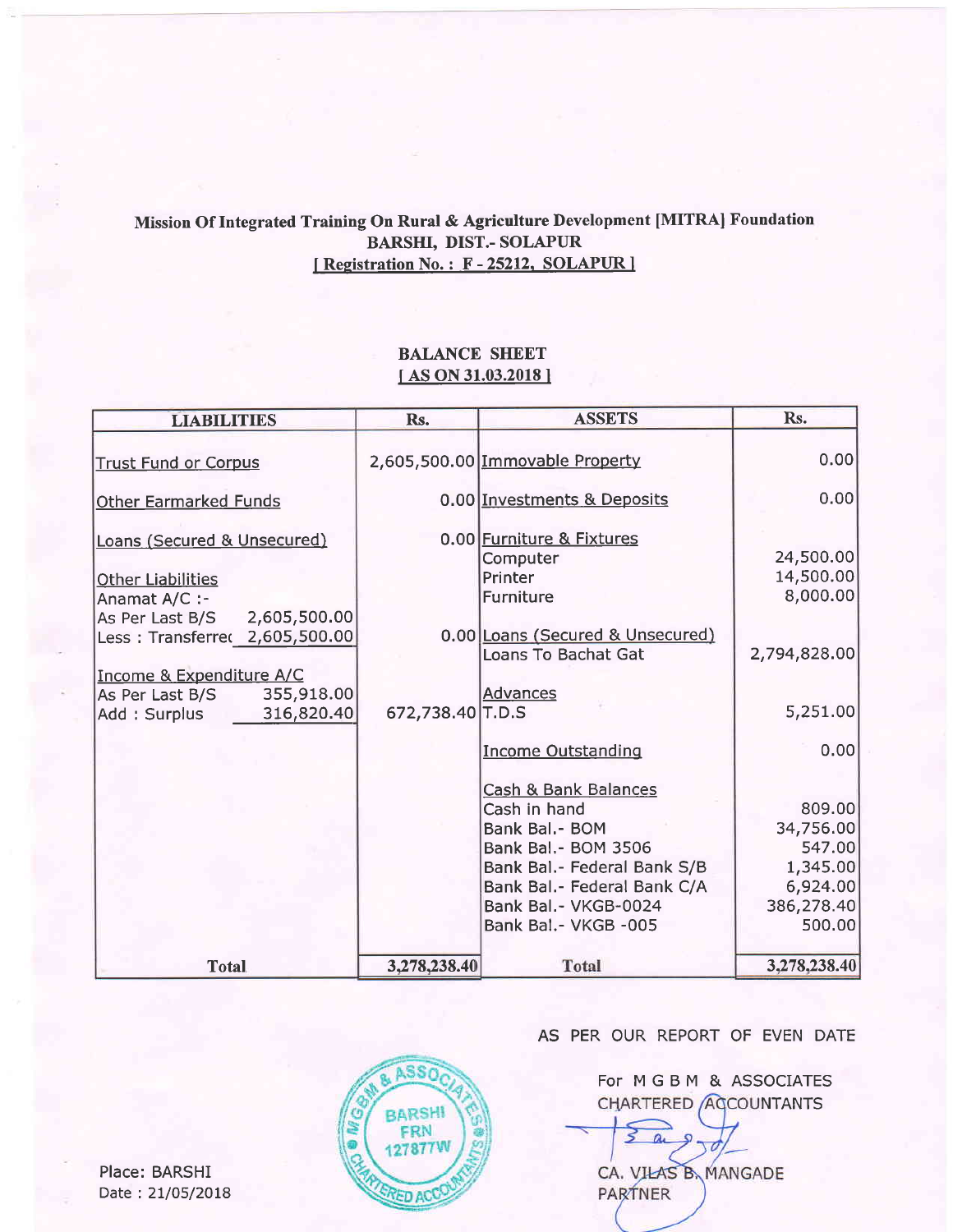**Mission Of Integrated Training On Rural & Agriculture Development [MITRA] Foundation**
**BARSHI, DIST.- SOLAPUR**
**[ Registration No. : F - 25212, SOLAPUR ]**

## BALANCE SHEET
**[ AS ON 31.03.2018 ]**

| LIABILITIES | | Rs. | ASSETS | Rs. |
|---|---|---|---|---|
| Trust Fund or Corpus | | 2,605,500.00 | Immovable Property | 0.00 |
| Other Earmarked Funds | | 0.00 | Investments & Deposits | 0.00 |
| Loans (Secured & Unsecured) | | 0.00 | Furniture & Fixtures | |
| | | | Computer | 24,500.00 |
| Other Liabilities | | | Printer | 14,500.00 |
| Anamat A/C :- | | | Furniture | 8,000.00 |
| As Per Last B/S | 2,605,500.00 | | | |
| Less : Transferred | 2,605,500.00 | 0.00 | Loans (Secured & Unsecured) | |
| | | | Loans To Bachat Gat | 2,794,828.00 |
| Income & Expenditure A/C | | | | |
| As Per Last B/S | 355,918.00 | | Advances | |
| Add : Surplus | 316,820.40 | 672,738.40 | T.D.S | 5,251.00 |
| | | | Income Outstanding | 0.00 |
| | | | Cash & Bank Balances | |
| | | | Cash in hand | 809.00 |
| | | | Bank Bal.- BOM | 34,756.00 |
| | | | Bank Bal.- BOM 3506 | 547.00 |
| | | | Bank Bal.- Federal Bank S/B | 1,345.00 |
| | | | Bank Bal.- Federal Bank C/A | 6,924.00 |
| | | | Bank Bal.- VKGB-0024 | 386,278.40 |
| | | | Bank Bal.- VKGB -005 | 500.00 |
| **Total** | | **3,278,238.40** | **Total** | **3,278,238.40** |

AS PER OUR REPORT OF EVEN DATE

For M G B M & ASSOCIATES
CHARTERED ACCOUNTANTS

M G B M & ASSOCIATES CHARTERED ACCOUNTANTS BARSHI FRN 127877W

CA. VILAS B. MANGADE
PARTNER

Place: BARSHI
Date : 21/05/2018